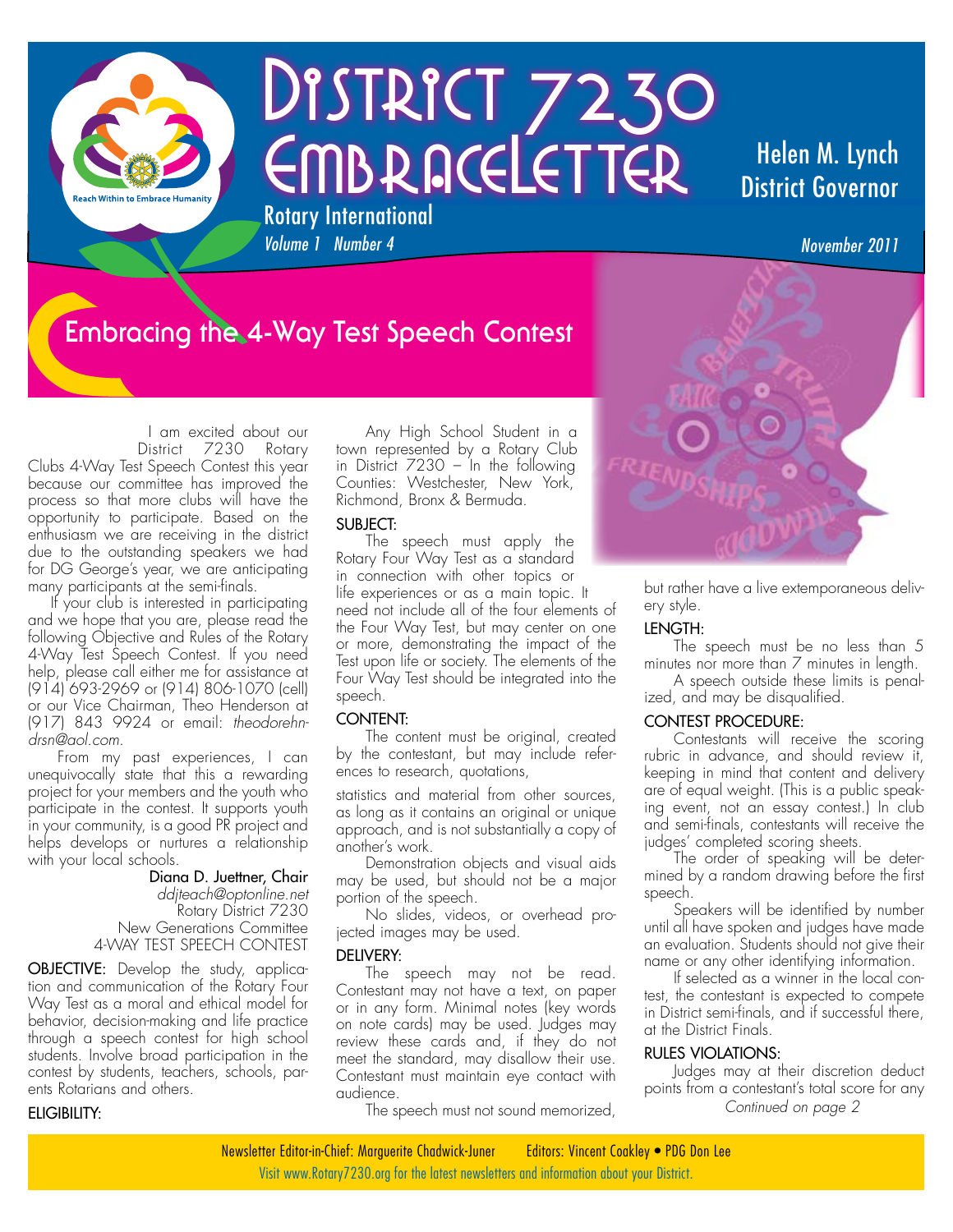# District 7230 EmbraceLetter

Rotary International

*Volume 1 Number 4*

Helen M. Lynch
District Governor

*November 2011*

Reach Within to Embrace Humanity

## Embracing the 4-Way Test Speech Contest

I am excited about our District 7230 Rotary Clubs 4-Way Test Speech Contest this year because our committee has improved the process so that more clubs will have the opportunity to participate. Based on the enthusiasm we are receiving in the district due to the outstanding speakers we had for DG George's year, we are anticipating many participants at the semi-finals.

If your club is interested in participating and we hope that you are, please read the following Objective and Rules of the Rotary 4-Way Test Speech Contest. If you need help, please call either me for assistance at (914) 693-2969 or (914) 806-1070 (cell) or our Vice Chairman, Theo Henderson at (917) 843 9924 or email: *theodorehndrsn@aol.com*.

From my past experiences, I can unequivocally state that this a rewarding project for your members and the youth who participate in the contest. It supports youth in your community, is a good PR project and helps develops or nurtures a relationship with your local schools.

Diana D. Juettner, Chair
*ddjteach@optonline.net*
Rotary District 7230
New Generations Committee
4-WAY TEST SPEECH CONTEST

**OBJECTIVE:** Develop the study, application and communication of the Rotary Four Way Test as a moral and ethical model for behavior, decision-making and life practice through a speech contest for high school students. Involve broad participation in the contest by students, teachers, schools, parents Rotarians and others.

### ELIGIBILITY:

Any High School Student in a town represented by a Rotary Club in District 7230 – In the following Counties: Westchester, New York, Richmond, Bronx & Bermuda.

### SUBJECT:

The speech must apply the Rotary Four Way Test as a standard in connection with other topics or life experiences or as a main topic. It need not include all of the four elements of the Four Way Test, but may center on one or more, demonstrating the impact of the Test upon life or society. The elements of the Four Way Test should be integrated into the speech.

### CONTENT:

The content must be original, created by the contestant, but may include references to research, quotations, statistics and material from other sources, as long as it contains an original or unique approach, and is not substantially a copy of another's work.

Demonstration objects and visual aids may be used, but should not be a major portion of the speech.

No slides, videos, or overhead projected images may be used.

### DELIVERY:

The speech may not be read. Contestant may not have a text, on paper or in any form. Minimal notes (key words on note cards) may be used. Judges may review these cards and, if they do not meet the standard, may disallow their use. Contestant must maintain eye contact with audience.

The speech must not sound memorized, but rather have a live extemporaneous delivery style.

### LENGTH:

The speech must be no less than 5 minutes nor more than 7 minutes in length.

A speech outside these limits is penalized, and may be disqualified.

### CONTEST PROCEDURE:

Contestants will receive the scoring rubric in advance, and should review it, keeping in mind that content and delivery are of equal weight. (This is a public speaking event, not an essay contest.) In club and semi-finals, contestants will receive the judges' completed scoring sheets.

The order of speaking will be determined by a random drawing before the first speech.

Speakers will be identified by number until all have spoken and judges have made an evaluation. Students should not give their name or any other identifying information.

If selected as a winner in the local contest, the contestant is expected to compete in District semi-finals, and if successful there, at the District Finals.

### RULES VIOLATIONS:

Judges may at their discretion deduct points from a contestant's total score for any

*Continued on page 2*

Newsletter Editor-in-Chief: Marguerite Chadwick-Juner Editors: Vincent Coakley • PDG Don Lee

Visit www.Rotary7230.org for the latest newsletters and information about your District.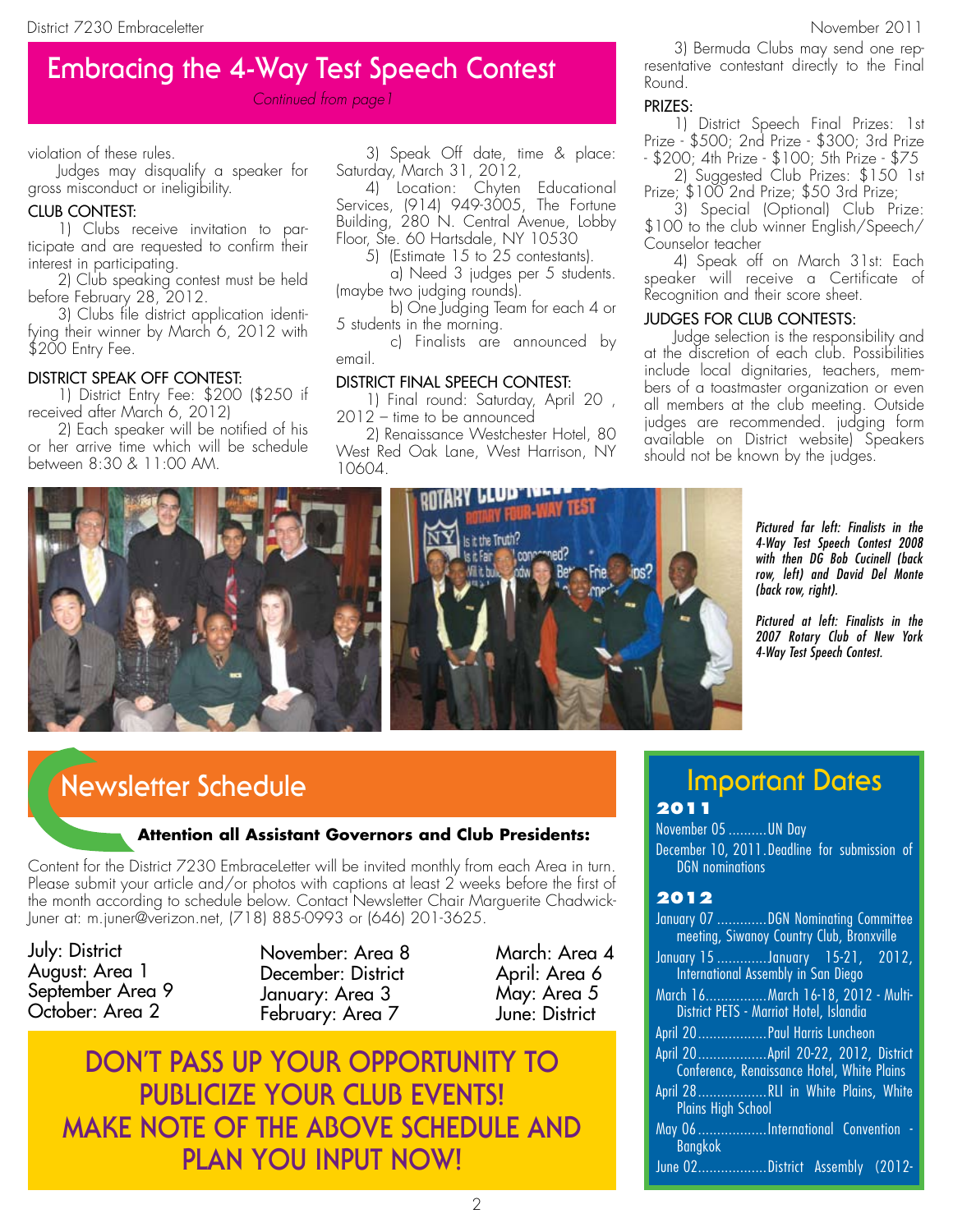## Embracing the 4-Way Test Speech Contest

*Continued from page 1*

violation of these rules.

Judges may disqualify a speaker for gross misconduct or ineligibility.

### CLUB CONTEST:

1) Clubs receive invitation to participate and are requested to confirm their interest in participating.

2) Club speaking contest must be held before February 28, 2012.

3) Clubs file district application identifying their winner by March 6, 2012 with $200 Entry Fee.

### DISTRICT SPEAK OFF CONTEST:

1) District Entry Fee: $200 ($250 if received after March 6, 2012)

2) Each speaker will be notified of his or her arrive time which will be schedule between 8:30 & 11:00 AM.

3) Speak Off date, time & place: Saturday, March 31, 2012,

4) Location: Chyten Educational Services, (914) 949-3005, The Fortune Building, 280 N. Central Avenue, Lobby Floor, Ste. 60 Hartsdale, NY 10530

5) (Estimate 15 to 25 contestants).

a) Need 3 judges per 5 students. (maybe two judging rounds).

b) One Judging Team for each 4 or 5 students in the morning.

c) Finalists are announced by email.

### DISTRICT FINAL SPEECH CONTEST:

1) Final round: Saturday, April 20 , 2012 – time to be announced

2) Renaissance Westchester Hotel, 80 West Red Oak Lane, West Harrison, NY 10604.

3) Bermuda Clubs may send one representative contestant directly to the Final Round.

### PRIZES:

1) District Speech Final Prizes: 1st Prize - $500; 2nd Prize - $300; 3rd Prize - $200; 4th Prize - $100; 5th Prize - $75

2) Suggested Club Prizes: $150 1st Prize; $100 2nd Prize; $50 3rd Prize;

3) Special (Optional) Club Prize: $100 to the club winner English/Speech/ Counselor teacher

4) Speak off on March 31st: Each speaker will receive a Certificate of Recognition and their score sheet.

### JUDGES FOR CLUB CONTESTS:

Judge selection is the responsibility and at the discretion of each club. Possibilities include local dignitaries, teachers, members of a toastmaster organization or even all members at the club meeting. Outside judges are recommended. judging form available on District website) Speakers should not be known by the judges.

*Pictured far left: Finalists in the 4-Way Test Speech Contest 2008 with then DG Bob Cucinell (back row, left) and David Del Monte (back row, right).*

*Pictured at left: Finalists in the 2007 Rotary Club of New York 4-Way Test Speech Contest.*

## Newsletter Schedule

**Attention all Assistant Governors and Club Presidents:**

Content for the District 7230 EmbraceLetter will be invited monthly from each Area in turn. Please submit your article and/or photos with captions at least 2 weeks before the first of the month according to schedule below. Contact Newsletter Chair Marguerite Chadwick-Juner at: m.juner@verizon.net, (718) 885-0993 or (646) 201-3625.

July: District
August: Area 1
September Area 9
October: Area 2

November: Area 8
December: District
January: Area 3
February: Area 7

March: Area 4
April: Area 6
May: Area 5
June: District

**DON'T PASS UP YOUR OPPORTUNITY TO PUBLICIZE YOUR CLUB EVENTS! MAKE NOTE OF THE ABOVE SCHEDULE AND PLAN YOU INPUT NOW!**

## Important Dates

### 2011

November 05 ..........UN Day

December 10, 2011.Deadline for submission of DGN nominations

### 2012

January 07 .............DGN Nominating Committee meeting, Siwanoy Country Club, Bronxville

January 15 .............January 15-21, 2012, International Assembly in San Diego

March 16................March 16-18, 2012 - Multi-District PETS - Marriot Hotel, Islandia

April 20..................Paul Harris Luncheon

April 20..................April 20-22, 2012, District Conference, Renaissance Hotel, White Plains

April 28..................RLI in White Plains, White Plains High School

May 06..................International Convention - Bangkok

June 02..................District Assembly (2012-